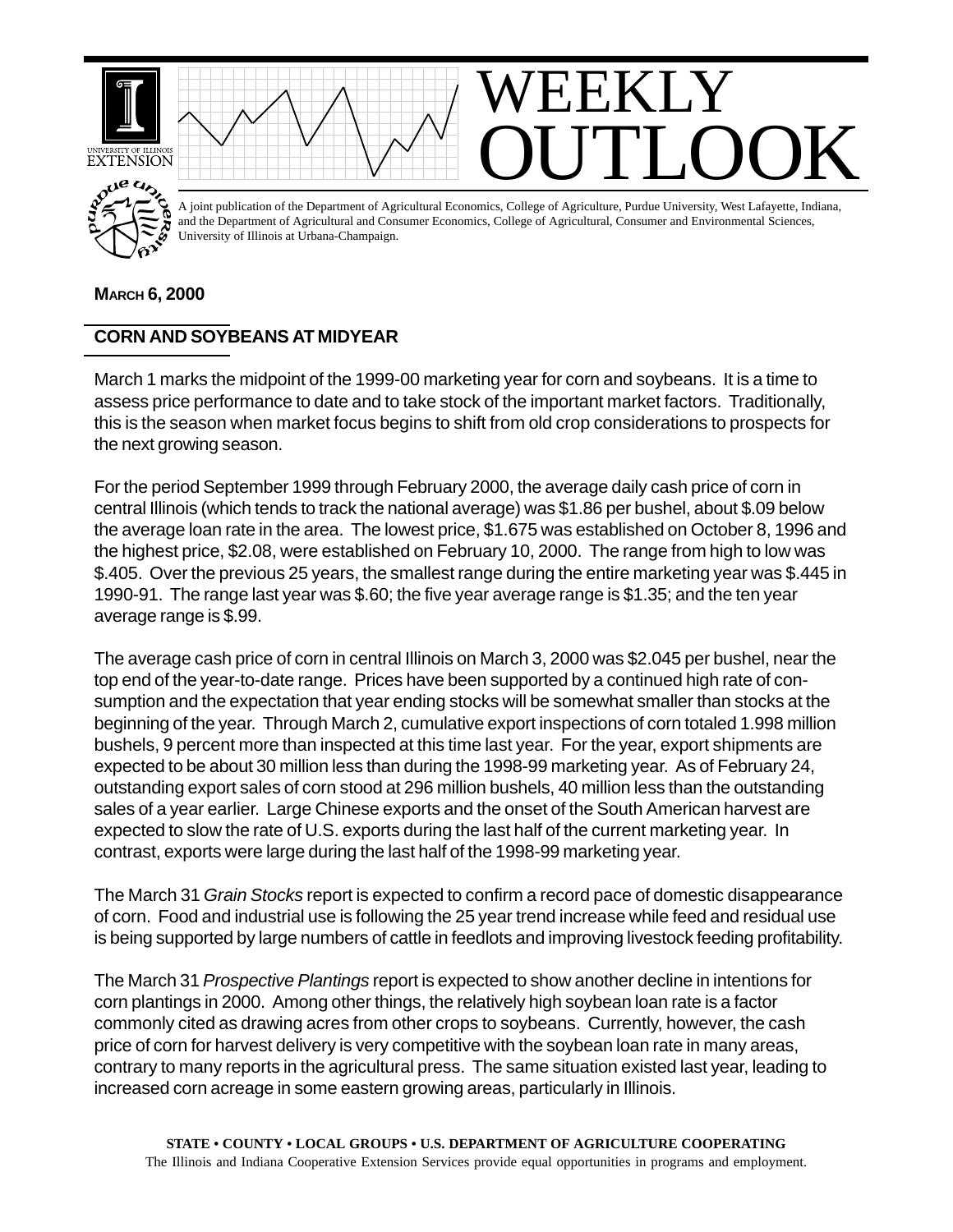# WEEKLY OUTLOOK

A joint publication of the Department of Agricultural Economics, College of Agriculture, Purdue University, West Lafayette, Indiana, and the Department of Agricultural and Consumer Economics, College of Agricultural, Consumer and Environmental Sciences, University of Illinois at Urbana-Champaign.

**MARCH 6, 2000**

## CORN AND SOYBEANS AT MIDYEAR

March 1 marks the midpoint of the 1999-00 marketing year for corn and soybeans. It is a time to assess price performance to date and to take stock of the important market factors. Traditionally, this is the season when market focus begins to shift from old crop considerations to prospects for the next growing season.

For the period September 1999 through February 2000, the average daily cash price of corn in central Illinois (which tends to track the national average) was $1.86 per bushel, about $.09 below the average loan rate in the area. The lowest price, $1.675 was established on October 8, 1996 and the highest price, $2.08, were established on February 10, 2000. The range from high to low was $.405. Over the previous 25 years, the smallest range during the entire marketing year was $.445 in 1990-91. The range last year was $.60; the five year average range is $1.35; and the ten year average range is $.99.

The average cash price of corn in central Illinois on March 3, 2000 was $2.045 per bushel, near the top end of the year-to-date range. Prices have been supported by a continued high rate of consumption and the expectation that year ending stocks will be somewhat smaller than stocks at the beginning of the year. Through March 2, cumulative export inspections of corn totaled 1.998 million bushels, 9 percent more than inspected at this time last year. For the year, export shipments are expected to be about 30 million less than during the 1998-99 marketing year. As of February 24, outstanding export sales of corn stood at 296 million bushels, 40 million less than the outstanding sales of a year earlier. Large Chinese exports and the onset of the South American harvest are expected to slow the rate of U.S. exports during the last half of the current marketing year. In contrast, exports were large during the last half of the 1998-99 marketing year.

The March 31 *Grain Stocks* report is expected to confirm a record pace of domestic disappearance of corn. Food and industrial use is following the 25 year trend increase while feed and residual use is being supported by large numbers of cattle in feedlots and improving livestock feeding profitability.

The March 31 *Prospective Plantings* report is expected to show another decline in intentions for corn plantings in 2000. Among other things, the relatively high soybean loan rate is a factor commonly cited as drawing acres from other crops to soybeans. Currently, however, the cash price of corn for harvest delivery is very competitive with the soybean loan rate in many areas, contrary to many reports in the agricultural press. The same situation existed last year, leading to increased corn acreage in some eastern growing areas, particularly in Illinois.

**STATE • COUNTY • LOCAL GROUPS • U.S. DEPARTMENT OF AGRICULTURE COOPERATING**
The Illinois and Indiana Cooperative Extension Services provide equal opportunities in programs and employment.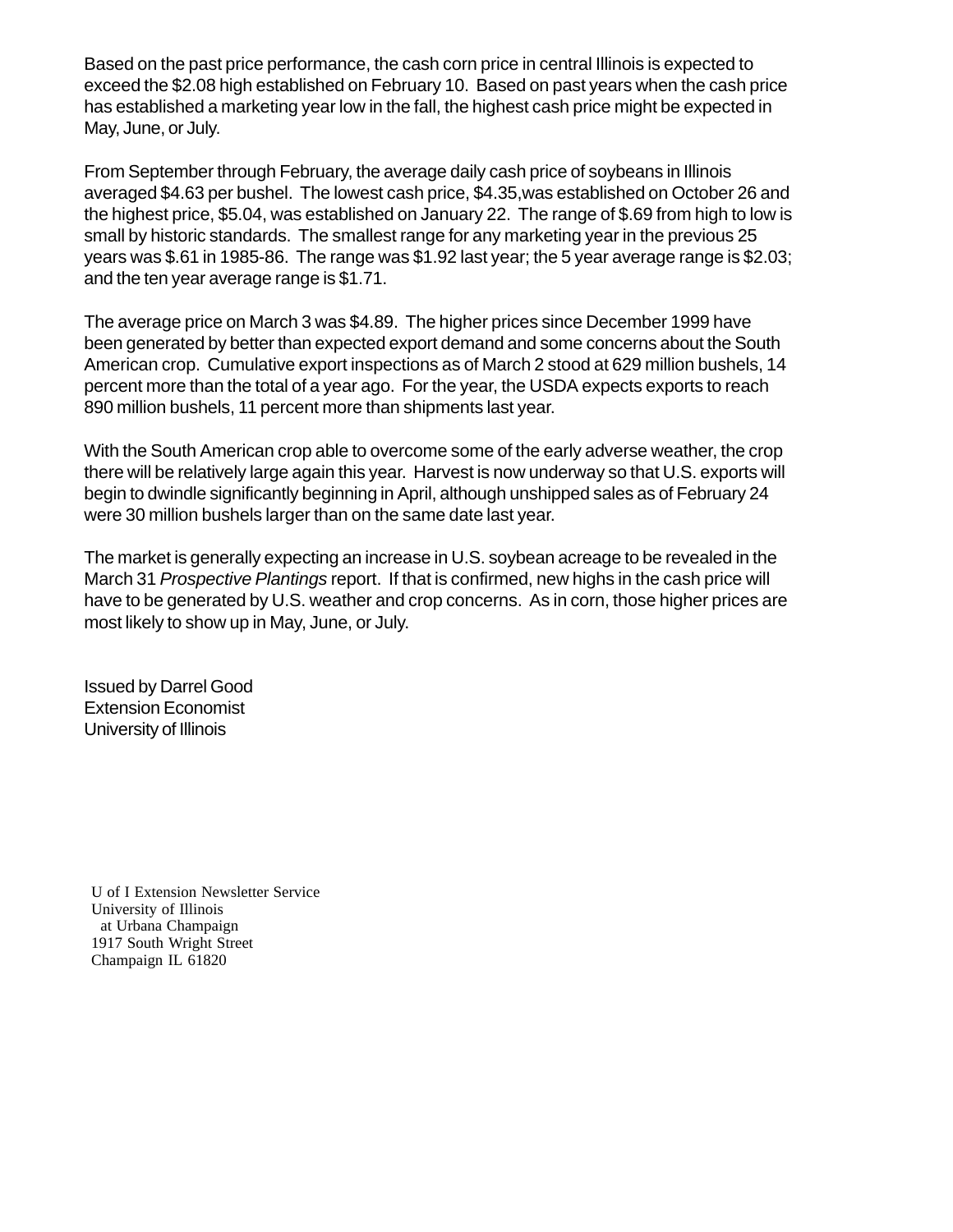Based on the past price performance, the cash corn price in central Illinois is expected to exceed the $2.08 high established on February 10. Based on past years when the cash price has established a marketing year low in the fall, the highest cash price might be expected in May, June, or July.

From September through February, the average daily cash price of soybeans in Illinois averaged $4.63 per bushel. The lowest cash price, $4.35,was established on October 26 and the highest price, $5.04, was established on January 22. The range of $.69 from high to low is small by historic standards. The smallest range for any marketing year in the previous 25 years was $.61 in 1985-86. The range was $1.92 last year; the 5 year average range is $2.03; and the ten year average range is $1.71.

The average price on March 3 was $4.89. The higher prices since December 1999 have been generated by better than expected export demand and some concerns about the South American crop. Cumulative export inspections as of March 2 stood at 629 million bushels, 14 percent more than the total of a year ago. For the year, the USDA expects exports to reach 890 million bushels, 11 percent more than shipments last year.

With the South American crop able to overcome some of the early adverse weather, the crop there will be relatively large again this year. Harvest is now underway so that U.S. exports will begin to dwindle significantly beginning in April, although unshipped sales as of February 24 were 30 million bushels larger than on the same date last year.

The market is generally expecting an increase in U.S. soybean acreage to be revealed in the March 31 *Prospective Plantings* report. If that is confirmed, new highs in the cash price will have to be generated by U.S. weather and crop concerns. As in corn, those higher prices are most likely to show up in May, June, or July.

Issued by Darrel Good
Extension Economist
University of Illinois

U of I Extension Newsletter Service
University of Illinois
at Urbana Champaign
1917 South Wright Street
Champaign IL 61820